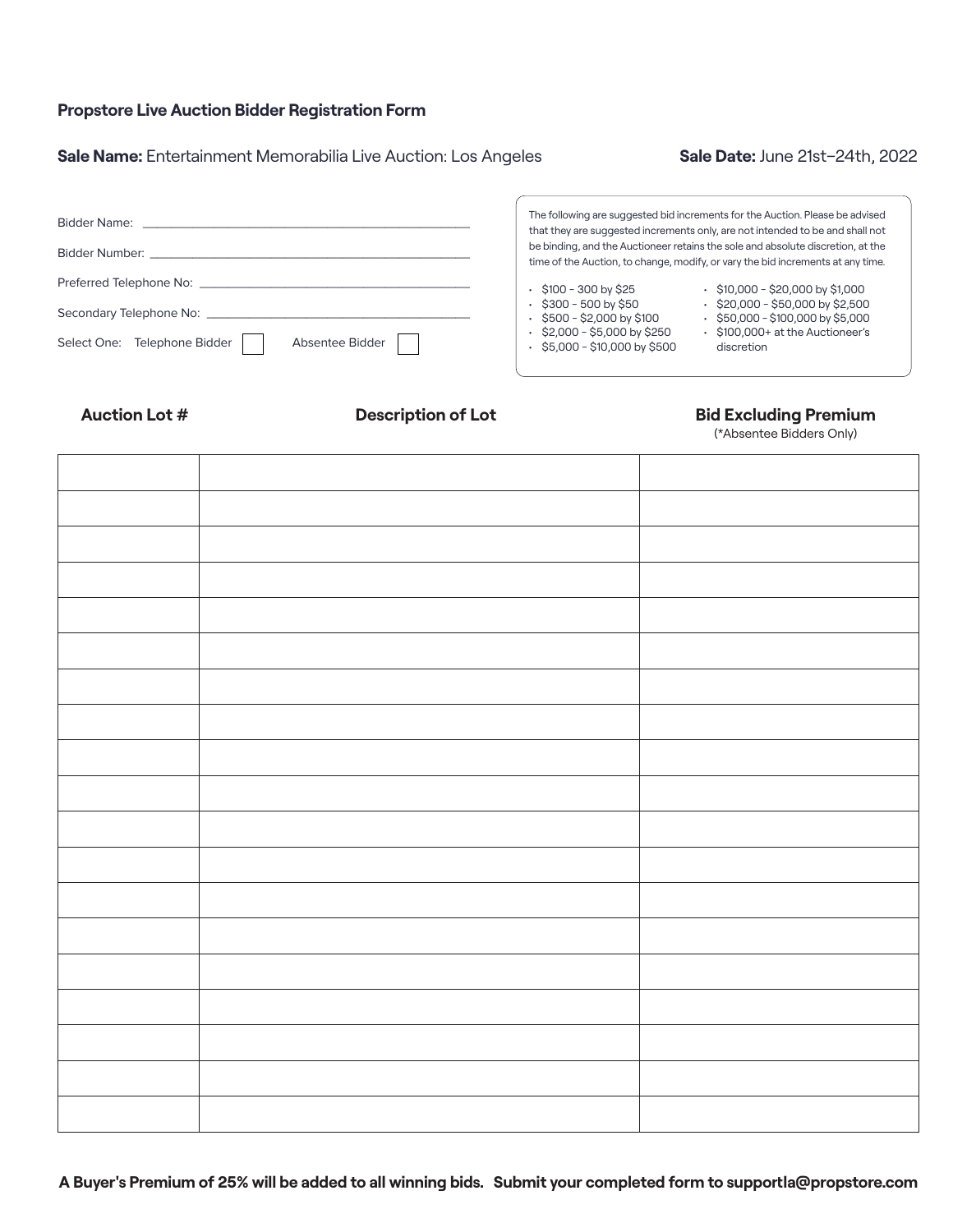# Propstore Live Auction Bidder Registration Form

**Sale Name:** Entertainment Memorabilia Live Auction: Los Angeles

**Sale Date:** June 21st–24th, 2022

Bidder Name: ______________________________

Bidder Number: ______________________________

Preferred Telephone No: ______________________________

Secondary Telephone No: ______________________________

Select One: Telephone Bidder ☐ Absentee Bidder ☐

The following are suggested bid increments for the Auction. Please be advised that they are suggested increments only, are not intended to be and shall not be binding, and the Auctioneer retains the sole and absolute discretion, at the time of the Auction, to change, modify, or vary the bid increments at any time.

- $100 - 300 by $25
- $300 - 500 by $50
- $500 - $2,000 by $100
- $2,000 - $5,000 by $250
- $5,000 - $10,000 by $500
- $10,000 - $20,000 by $1,000
- $20,000 - $50,000 by $2,500
- $50,000 - $100,000 by $5,000
- $100,000+ at the Auctioneer's discretion

| Auction Lot # | Description of Lot | Bid Excluding Premium (*Absentee Bidders Only) |
|---|---|---|
| | | |
| | | |
| | | |
| | | |
| | | |
| | | |
| | | |
| | | |
| | | |
| | | |
| | | |
| | | |
| | | |
| | | |
| | | |
| | | |
| | | |
| | | |
| | | |

**A Buyer's Premium of 25% will be added to all winning bids. Submit your completed form to supportla@propstore.com**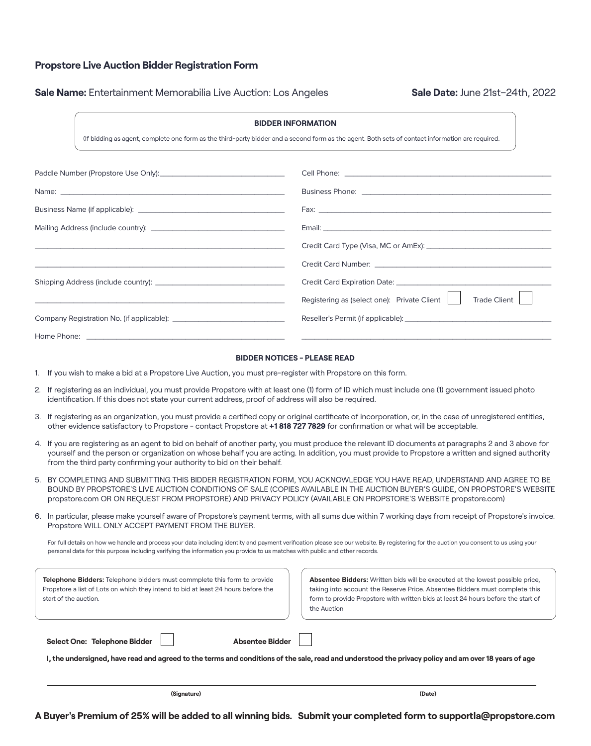## Propstore Live Auction Bidder Registration Form

**Sale Name:** Entertainment Memorabilia Live Auction: Los Angeles **Sale Date:** June 21st–24th, 2022

**BIDDER INFORMATION**

(If bidding as agent, complete one form as the third-party bidder and a second form as the agent. Both sets of contact information are required.

Paddle Number (Propstore Use Only): ______________________

Name: ______________________

Business Name (if applicable): ______________________

Mailing Address (include country): ______________________

______________________

______________________

Shipping Address (include country): ______________________

______________________

Company Registration No. (if applicable): ______________________

Home Phone: ______________________

Cell Phone: ______________________

Business Phone: ______________________

Fax: ______________________

Email: ______________________

Credit Card Type (Visa, MC or AmEx): ______________________

Credit Card Number: ______________________

Credit Card Expiration Date: ______________________

Registering as (select one): Private Client ☐ Trade Client ☐

Reseller's Permit (if applicable): ______________________

______________________

**BIDDER NOTICES - PLEASE READ**

1. If you wish to make a bid at a Propstore Live Auction, you must pre-register with Propstore on this form.
2. If registering as an individual, you must provide Propstore with at least one (1) form of ID which must include one (1) government issued photo identification. If this does not state your current address, proof of address will also be required.
3. If registering as an organization, you must provide a certified copy or original certificate of incorporation, or, in the case of unregistered entities, other evidence satisfactory to Propstore - contact Propstore at **+1 818 727 7829** for confirmation or what will be acceptable.
4. If you are registering as an agent to bid on behalf of another party, you must produce the relevant ID documents at paragraphs 2 and 3 above for yourself and the person or organization on whose behalf you are acting. In addition, you must provide to Propstore a written and signed authority from the third party confirming your authority to bid on their behalf.
5. BY COMPLETING AND SUBMITTING THIS BIDDER REGISTRATION FORM, YOU ACKNOWLEDGE YOU HAVE READ, UNDERSTAND AND AGREE TO BE BOUND BY PROPSTORE'S LIVE AUCTION CONDITIONS OF SALE (COPIES AVAILABLE IN THE AUCTION BUYER'S GUIDE, ON PROPSTORE'S WEBSITE propstore.com OR ON REQUEST FROM PROPSTORE) AND PRIVACY POLICY (AVAILABLE ON PROPSTORE'S WEBSITE propstore.com)
6. In particular, please make yourself aware of Propstore's payment terms, with all sums due within 7 working days from receipt of Propstore's invoice. Propstore WILL ONLY ACCEPT PAYMENT FROM THE BUYER.

For full details on how we handle and process your data including identity and payment verification please see our website. By registering for the auction you consent to us using your personal data for this purpose including verifying the information you provide to us matches with public and other records.

**Telephone Bidders:** Telephone bidders must commplete this form to provide Propstore a list of Lots on which they intend to bid at least 24 hours before the start of the auction.

**Absentee Bidders:** Written bids will be executed at the lowest possible price, taking into account the Reserve Price. Absentee Bidders must complete this form to provide Propstore with written bids at least 24 hours before the start of the Auction

**Select One: Telephone Bidder** ☐ **Absentee Bidder** ☐

**I, the undersigned, have read and agreed to the terms and conditions of the sale, read and understood the privacy policy and am over 18 years of age**

______________________ ______________________

**(Signature)** **(Date)**

**A Buyer's Premium of 25% will be added to all winning bids. Submit your completed form to supportla@propstore.com**